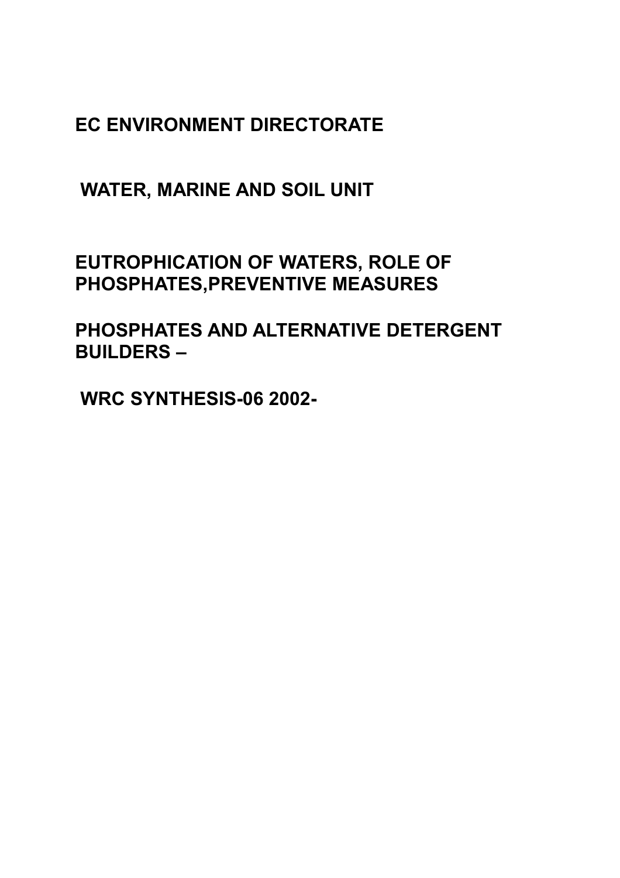# EC ENVIRONMENT DIRECTORATE

## WATER, MARINE AND SOIL UNIT

## EUTROPHICATION OF WATERS, ROLE OF PHOSPHATES,PREVENTIVE MEASURES

## PHOSPHATES AND ALTERNATIVE DETERGENT BUILDERS –

## WRC SYNTHESIS-06 2002-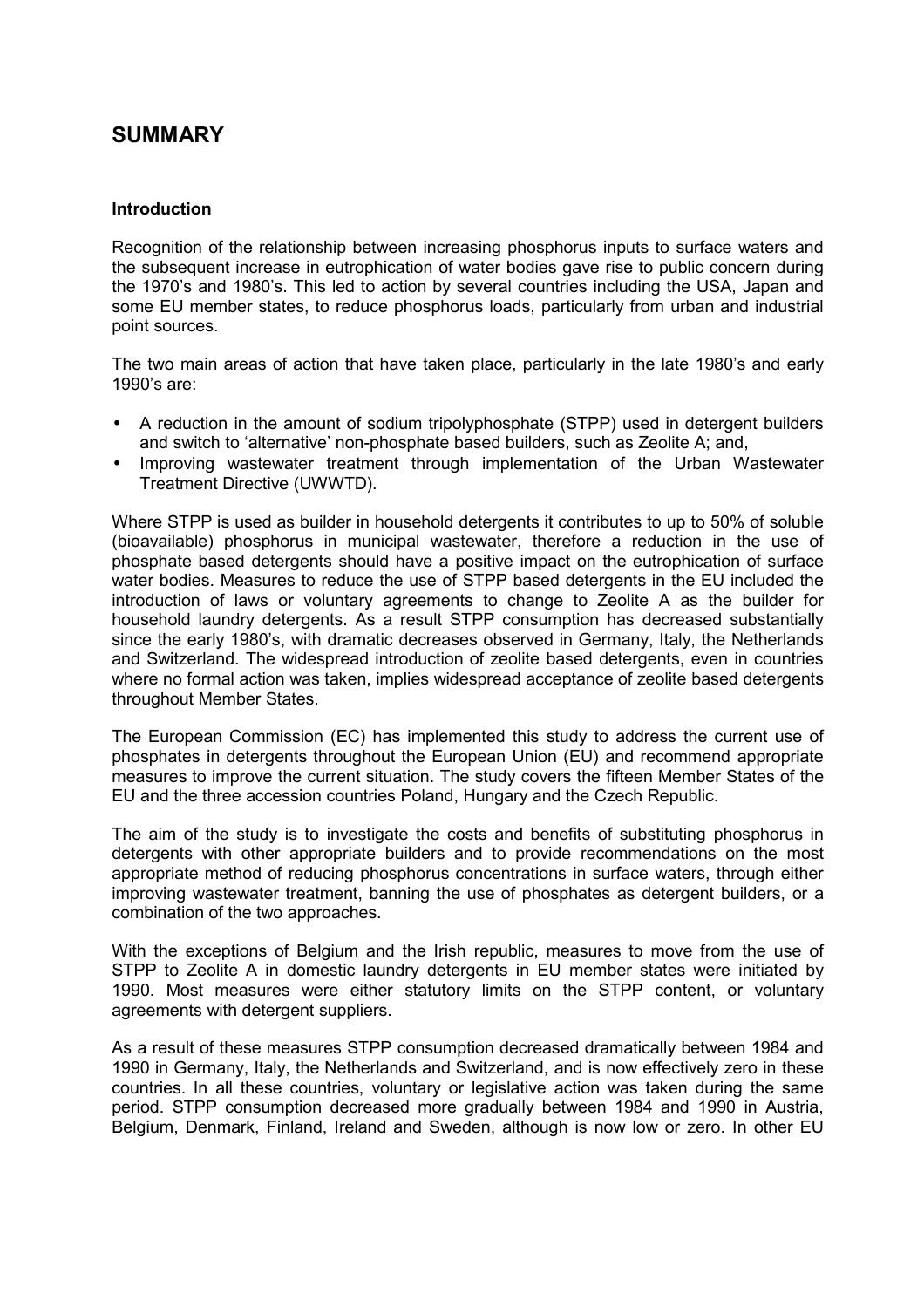# SUMMARY

**Introduction**

Recognition of the relationship between increasing phosphorus inputs to surface waters and the subsequent increase in eutrophication of water bodies gave rise to public concern during the 1970's and 1980's. This led to action by several countries including the USA, Japan and some EU member states, to reduce phosphorus loads, particularly from urban and industrial point sources.

The two main areas of action that have taken place, particularly in the late 1980's and early 1990's are:

- A reduction in the amount of sodium tripolyphosphate (STPP) used in detergent builders and switch to 'alternative' non-phosphate based builders, such as Zeolite A; and,
- Improving wastewater treatment through implementation of the Urban Wastewater Treatment Directive (UWWTD).

Where STPP is used as builder in household detergents it contributes to up to 50% of soluble (bioavailable) phosphorus in municipal wastewater, therefore a reduction in the use of phosphate based detergents should have a positive impact on the eutrophication of surface water bodies. Measures to reduce the use of STPP based detergents in the EU included the introduction of laws or voluntary agreements to change to Zeolite A as the builder for household laundry detergents. As a result STPP consumption has decreased substantially since the early 1980's, with dramatic decreases observed in Germany, Italy, the Netherlands and Switzerland. The widespread introduction of zeolite based detergents, even in countries where no formal action was taken, implies widespread acceptance of zeolite based detergents throughout Member States.

The European Commission (EC) has implemented this study to address the current use of phosphates in detergents throughout the European Union (EU) and recommend appropriate measures to improve the current situation. The study covers the fifteen Member States of the EU and the three accession countries Poland, Hungary and the Czech Republic.

The aim of the study is to investigate the costs and benefits of substituting phosphorus in detergents with other appropriate builders and to provide recommendations on the most appropriate method of reducing phosphorus concentrations in surface waters, through either improving wastewater treatment, banning the use of phosphates as detergent builders, or a combination of the two approaches.

With the exceptions of Belgium and the Irish republic, measures to move from the use of STPP to Zeolite A in domestic laundry detergents in EU member states were initiated by 1990. Most measures were either statutory limits on the STPP content, or voluntary agreements with detergent suppliers.

As a result of these measures STPP consumption decreased dramatically between 1984 and 1990 in Germany, Italy, the Netherlands and Switzerland, and is now effectively zero in these countries. In all these countries, voluntary or legislative action was taken during the same period. STPP consumption decreased more gradually between 1984 and 1990 in Austria, Belgium, Denmark, Finland, Ireland and Sweden, although is now low or zero. In other EU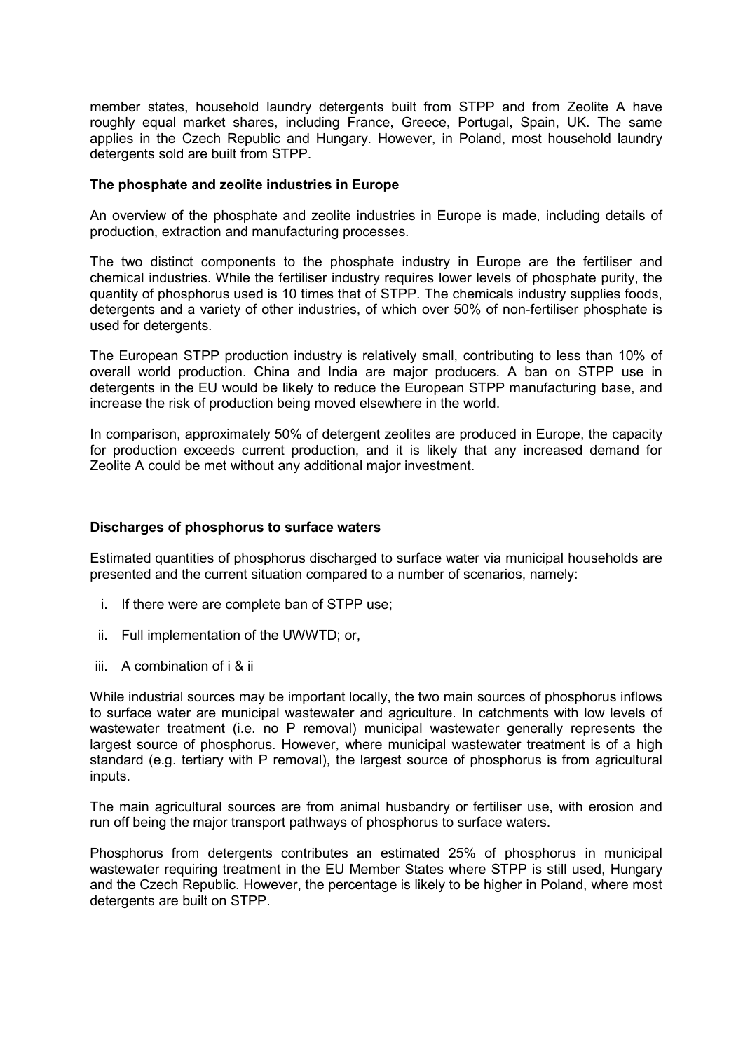member states, household laundry detergents built from STPP and from Zeolite A have roughly equal market shares, including France, Greece, Portugal, Spain, UK. The same applies in the Czech Republic and Hungary. However, in Poland, most household laundry detergents sold are built from STPP.

**The phosphate and zeolite industries in Europe**

An overview of the phosphate and zeolite industries in Europe is made, including details of production, extraction and manufacturing processes.

The two distinct components to the phosphate industry in Europe are the fertiliser and chemical industries. While the fertiliser industry requires lower levels of phosphate purity, the quantity of phosphorus used is 10 times that of STPP. The chemicals industry supplies foods, detergents and a variety of other industries, of which over 50% of non-fertiliser phosphate is used for detergents.

The European STPP production industry is relatively small, contributing to less than 10% of overall world production. China and India are major producers. A ban on STPP use in detergents in the EU would be likely to reduce the European STPP manufacturing base, and increase the risk of production being moved elsewhere in the world.

In comparison, approximately 50% of detergent zeolites are produced in Europe, the capacity for production exceeds current production, and it is likely that any increased demand for Zeolite A could be met without any additional major investment.

**Discharges of phosphorus to surface waters**

Estimated quantities of phosphorus discharged to surface water via municipal households are presented and the current situation compared to a number of scenarios, namely:

i. If there were are complete ban of STPP use;

ii. Full implementation of the UWWTD; or,

iii. A combination of i & ii

While industrial sources may be important locally, the two main sources of phosphorus inflows to surface water are municipal wastewater and agriculture. In catchments with low levels of wastewater treatment (i.e. no P removal) municipal wastewater generally represents the largest source of phosphorus. However, where municipal wastewater treatment is of a high standard (e.g. tertiary with P removal), the largest source of phosphorus is from agricultural inputs.

The main agricultural sources are from animal husbandry or fertiliser use, with erosion and run off being the major transport pathways of phosphorus to surface waters.

Phosphorus from detergents contributes an estimated 25% of phosphorus in municipal wastewater requiring treatment in the EU Member States where STPP is still used, Hungary and the Czech Republic. However, the percentage is likely to be higher in Poland, where most detergents are built on STPP.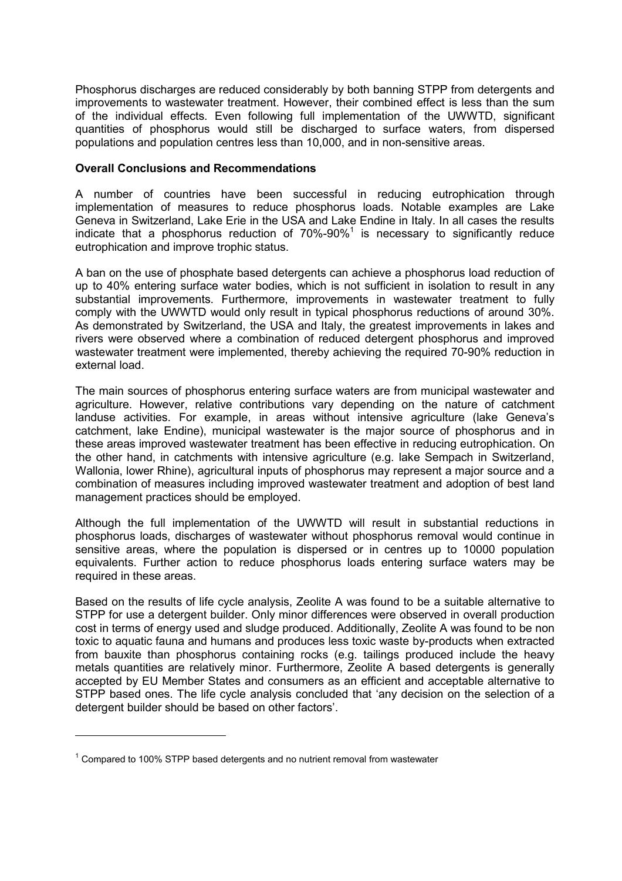Phosphorus discharges are reduced considerably by both banning STPP from detergents and improvements to wastewater treatment. However, their combined effect is less than the sum of the individual effects. Even following full implementation of the UWWTD, significant quantities of phosphorus would still be discharged to surface waters, from dispersed populations and population centres less than 10,000, and in non-sensitive areas.

**Overall Conclusions and Recommendations**

A number of countries have been successful in reducing eutrophication through implementation of measures to reduce phosphorus loads. Notable examples are Lake Geneva in Switzerland, Lake Erie in the USA and Lake Endine in Italy. In all cases the results indicate that a phosphorus reduction of 70%-90%[1] is necessary to significantly reduce eutrophication and improve trophic status.

A ban on the use of phosphate based detergents can achieve a phosphorus load reduction of up to 40% entering surface water bodies, which is not sufficient in isolation to result in any substantial improvements. Furthermore, improvements in wastewater treatment to fully comply with the UWWTD would only result in typical phosphorus reductions of around 30%. As demonstrated by Switzerland, the USA and Italy, the greatest improvements in lakes and rivers were observed where a combination of reduced detergent phosphorus and improved wastewater treatment were implemented, thereby achieving the required 70-90% reduction in external load.

The main sources of phosphorus entering surface waters are from municipal wastewater and agriculture. However, relative contributions vary depending on the nature of catchment landuse activities. For example, in areas without intensive agriculture (lake Geneva's catchment, lake Endine), municipal wastewater is the major source of phosphorus and in these areas improved wastewater treatment has been effective in reducing eutrophication. On the other hand, in catchments with intensive agriculture (e.g. lake Sempach in Switzerland, Wallonia, lower Rhine), agricultural inputs of phosphorus may represent a major source and a combination of measures including improved wastewater treatment and adoption of best land management practices should be employed.

Although the full implementation of the UWWTD will result in substantial reductions in phosphorus loads, discharges of wastewater without phosphorus removal would continue in sensitive areas, where the population is dispersed or in centres up to 10000 population equivalents. Further action to reduce phosphorus loads entering surface waters may be required in these areas.

Based on the results of life cycle analysis, Zeolite A was found to be a suitable alternative to STPP for use a detergent builder. Only minor differences were observed in overall production cost in terms of energy used and sludge produced. Additionally, Zeolite A was found to be non toxic to aquatic fauna and humans and produces less toxic waste by-products when extracted from bauxite than phosphorus containing rocks (e.g. tailings produced include the heavy metals quantities are relatively minor. Furthermore, Zeolite A based detergents is generally accepted by EU Member States and consumers as an efficient and acceptable alternative to STPP based ones. The life cycle analysis concluded that 'any decision on the selection of a detergent builder should be based on other factors'.

---

[1] Compared to 100% STPP based detergents and no nutrient removal from wastewater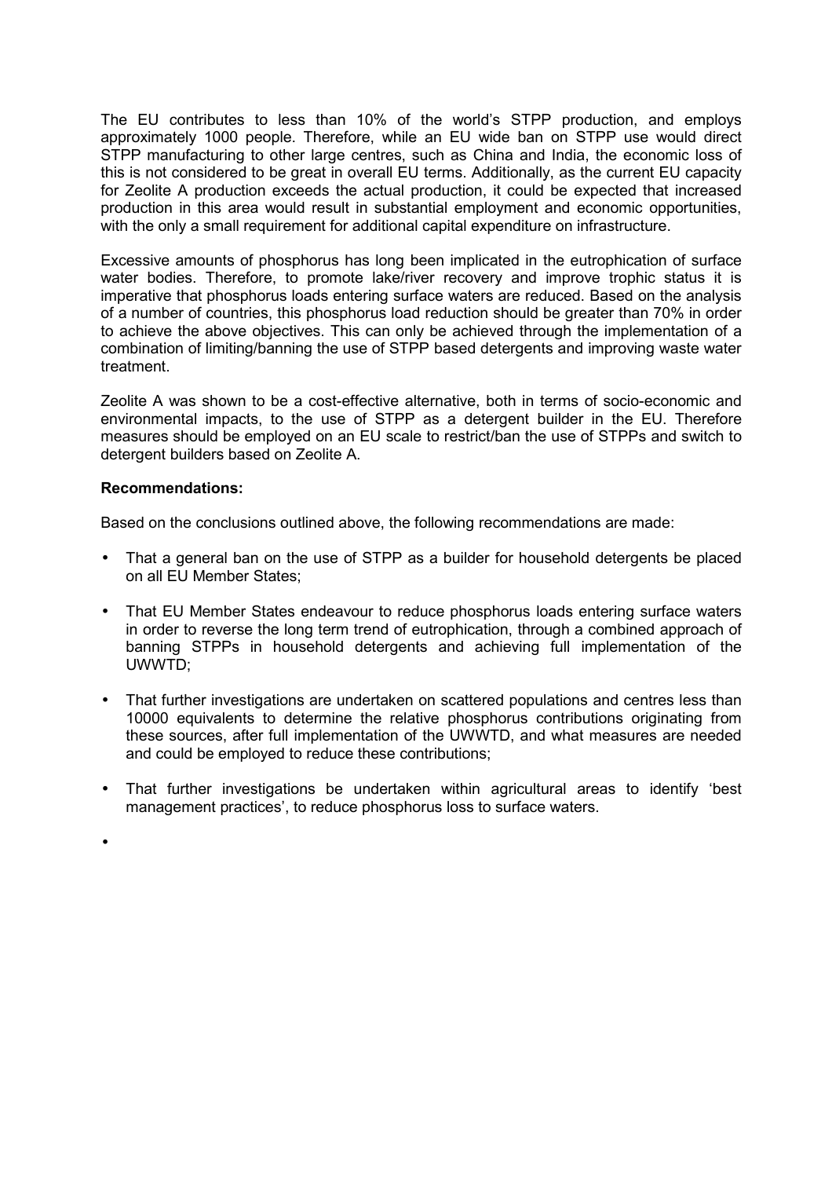The EU contributes to less than 10% of the world's STPP production, and employs approximately 1000 people. Therefore, while an EU wide ban on STPP use would direct STPP manufacturing to other large centres, such as China and India, the economic loss of this is not considered to be great in overall EU terms. Additionally, as the current EU capacity for Zeolite A production exceeds the actual production, it could be expected that increased production in this area would result in substantial employment and economic opportunities, with the only a small requirement for additional capital expenditure on infrastructure.

Excessive amounts of phosphorus has long been implicated in the eutrophication of surface water bodies. Therefore, to promote lake/river recovery and improve trophic status it is imperative that phosphorus loads entering surface waters are reduced. Based on the analysis of a number of countries, this phosphorus load reduction should be greater than 70% in order to achieve the above objectives. This can only be achieved through the implementation of a combination of limiting/banning the use of STPP based detergents and improving waste water treatment.

Zeolite A was shown to be a cost-effective alternative, both in terms of socio-economic and environmental impacts, to the use of STPP as a detergent builder in the EU. Therefore measures should be employed on an EU scale to restrict/ban the use of STPPs and switch to detergent builders based on Zeolite A.

**Recommendations:**

Based on the conclusions outlined above, the following recommendations are made:

- That a general ban on the use of STPP as a builder for household detergents be placed on all EU Member States;
- That EU Member States endeavour to reduce phosphorus loads entering surface waters in order to reverse the long term trend of eutrophication, through a combined approach of banning STPPs in household detergents and achieving full implementation of the UWWTD;
- That further investigations are undertaken on scattered populations and centres less than 10000 equivalents to determine the relative phosphorus contributions originating from these sources, after full implementation of the UWWTD, and what measures are needed and could be employed to reduce these contributions;
- That further investigations be undertaken within agricultural areas to identify 'best management practices', to reduce phosphorus loss to surface waters.